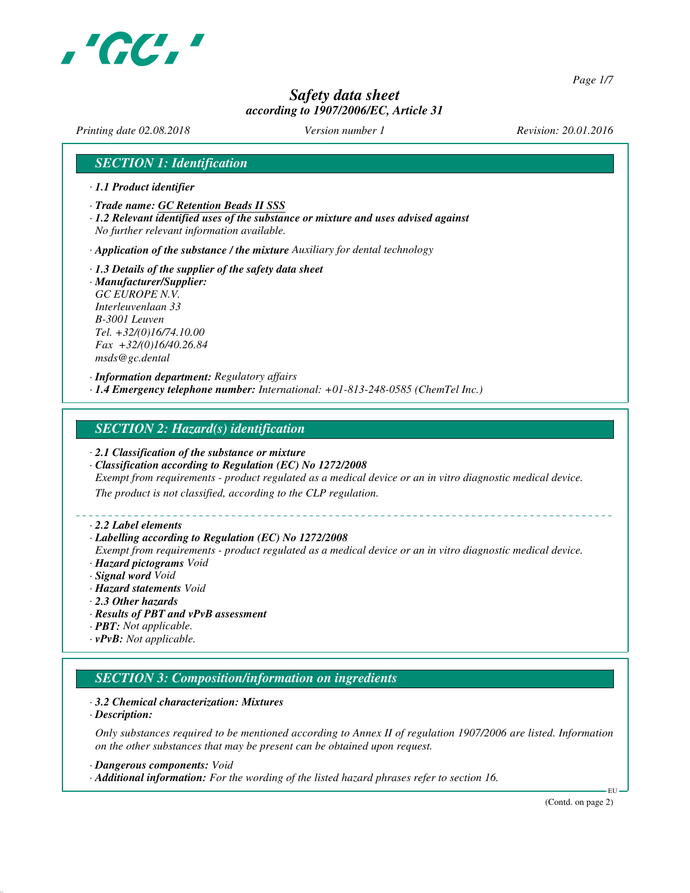# Safety data sheet

*according to 1907/2006/EC, Article 31*

*Printing date 02.08.2018* *Version number 1* *Revision: 20.01.2016*

## SECTION 1: Identification

· **1.1 Product identifier**

· **Trade name: GC Retention Beads II SSS**

· **1.2 Relevant identified uses of the substance or mixture and uses advised against**
No further relevant information available.

· **Application of the substance / the mixture** Auxiliary for dental technology

· **1.3 Details of the supplier of the safety data sheet**

· **Manufacturer/Supplier:**
GC EUROPE N.V.
Interleuvenlaan 33
B-3001 Leuven
Tel. +32/(0)16/74.10.00
Fax +32/(0)16/40.26.84
msds@gc.dental

· **Information department:** Regulatory affairs

· **1.4 Emergency telephone number:** International: +01-813-248-0585 (ChemTel Inc.)

## SECTION 2: Hazard(s) identification

· **2.1 Classification of the substance or mixture**

· **Classification according to Regulation (EC) No 1272/2008**
Exempt from requirements - product regulated as a medical device or an in vitro diagnostic medical device.
The product is not classified, according to the CLP regulation.

· **2.2 Label elements**

· **Labelling according to Regulation (EC) No 1272/2008**
Exempt from requirements - product regulated as a medical device or an in vitro diagnostic medical device.

· **Hazard pictograms** Void

· **Signal word** Void

· **Hazard statements** Void

· **2.3 Other hazards**

· **Results of PBT and vPvB assessment**

· **PBT:** Not applicable.

· **vPvB:** Not applicable.

## SECTION 3: Composition/information on ingredients

· **3.2 Chemical characterization: Mixtures**

· **Description:**

Only substances required to be mentioned according to Annex II of regulation 1907/2006 are listed. Information on the other substances that may be present can be obtained upon request.

· **Dangerous components:** Void

· **Additional information:** For the wording of the listed hazard phrases refer to section 16.

(Contd. on page 2)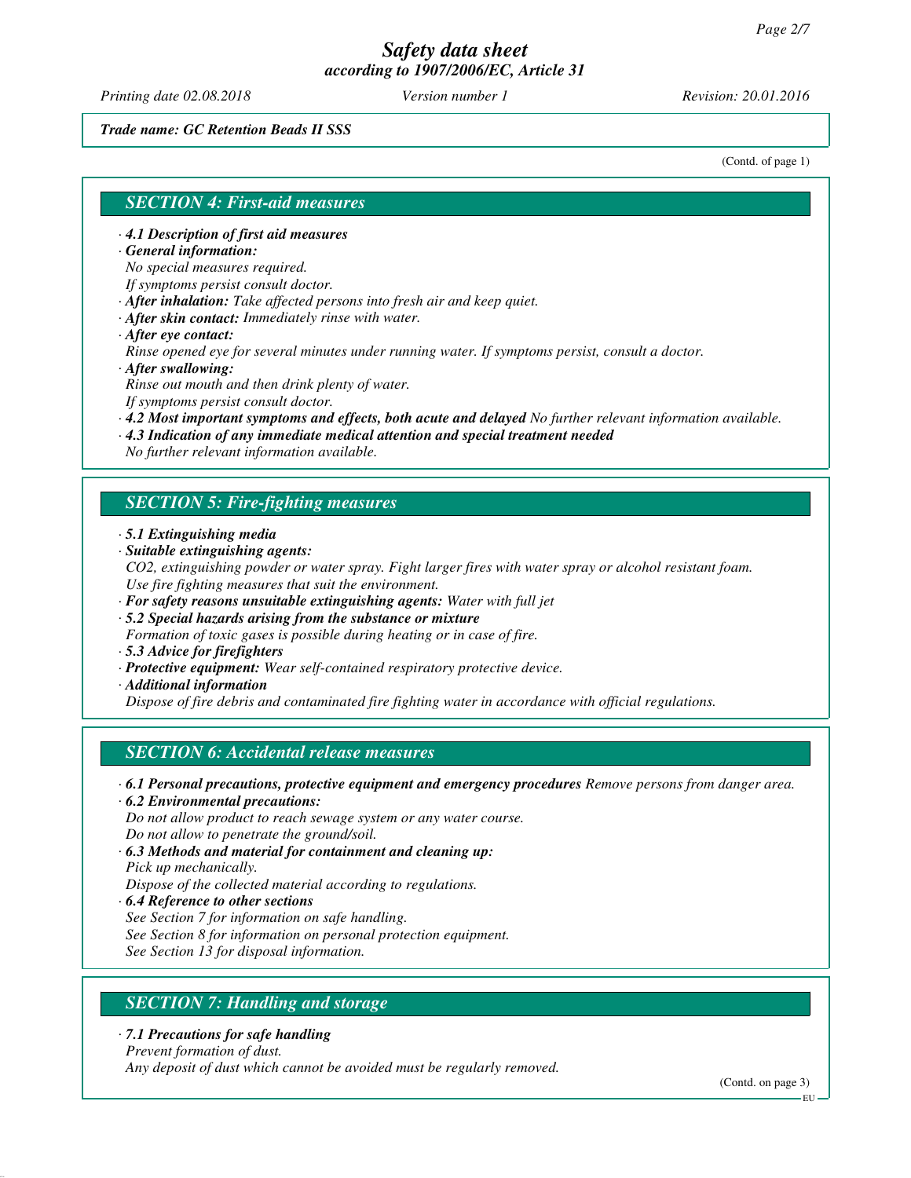*Trade name: GC Retention Beads II SSS*

(Contd. of page 1)

## SECTION 4: First-aid measures

· **4.1 Description of first aid measures**
· **General information:**
No special measures required.
If symptoms persist consult doctor.
· **After inhalation:** Take affected persons into fresh air and keep quiet.
· **After skin contact:** Immediately rinse with water.
· **After eye contact:**
Rinse opened eye for several minutes under running water. If symptoms persist, consult a doctor.
· **After swallowing:**
Rinse out mouth and then drink plenty of water.
If symptoms persist consult doctor.
· **4.2 Most important symptoms and effects, both acute and delayed** No further relevant information available.
· **4.3 Indication of any immediate medical attention and special treatment needed**
No further relevant information available.

## SECTION 5: Fire-fighting measures

· **5.1 Extinguishing media**
· **Suitable extinguishing agents:**
$CO_2$, extinguishing powder or water spray. Fight larger fires with water spray or alcohol resistant foam.
Use fire fighting measures that suit the environment.
· **For safety reasons unsuitable extinguishing agents:** Water with full jet
· **5.2 Special hazards arising from the substance or mixture**
Formation of toxic gases is possible during heating or in case of fire.
· **5.3 Advice for firefighters**
· **Protective equipment:** Wear self-contained respiratory protective device.
· **Additional information**
Dispose of fire debris and contaminated fire fighting water in accordance with official regulations.

## SECTION 6: Accidental release measures

· **6.1 Personal precautions, protective equipment and emergency procedures** Remove persons from danger area.
· **6.2 Environmental precautions:**
Do not allow product to reach sewage system or any water course.
Do not allow to penetrate the ground/soil.
· **6.3 Methods and material for containment and cleaning up:**
Pick up mechanically.
Dispose of the collected material according to regulations.
· **6.4 Reference to other sections**
See Section 7 for information on safe handling.
See Section 8 for information on personal protection equipment.
See Section 13 for disposal information.

## SECTION 7: Handling and storage

· **7.1 Precautions for safe handling**
Prevent formation of dust.
Any deposit of dust which cannot be avoided must be regularly removed.

(Contd. on page 3)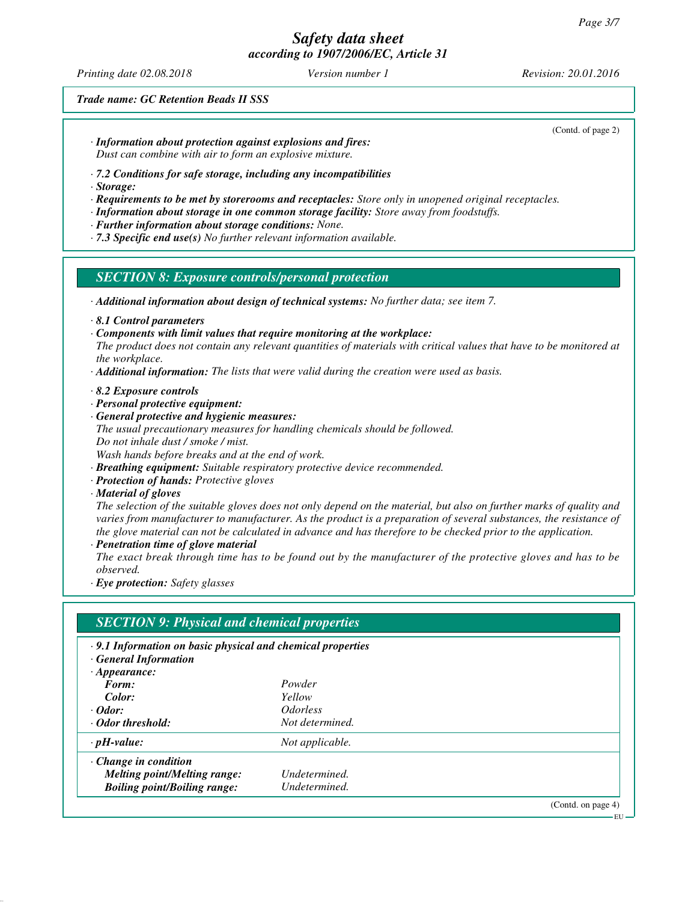*Trade name: GC Retention Beads II SSS*

(Contd. of page 2)

· ***Information about protection against explosions and fires:***
*Dust can combine with air to form an explosive mixture.*

· ***7.2 Conditions for safe storage, including any incompatibilities***
· ***Storage:***
· ***Requirements to be met by storerooms and receptacles:*** *Store only in unopened original receptacles.*
· ***Information about storage in one common storage facility:*** *Store away from foodstuffs.*
· ***Further information about storage conditions:*** *None.*
· ***7.3 Specific end use(s)*** *No further relevant information available.*

## *SECTION 8: Exposure controls/personal protection*

· ***Additional information about design of technical systems:*** *No further data; see item 7.*

· ***8.1 Control parameters***
· ***Components with limit values that require monitoring at the workplace:***
*The product does not contain any relevant quantities of materials with critical values that have to be monitored at the workplace.*
· ***Additional information:*** *The lists that were valid during the creation were used as basis.*

· ***8.2 Exposure controls***
· ***Personal protective equipment:***
· ***General protective and hygienic measures:***
*The usual precautionary measures for handling chemicals should be followed.*
*Do not inhale dust / smoke / mist.*
*Wash hands before breaks and at the end of work.*
· ***Breathing equipment:*** *Suitable respiratory protective device recommended.*
· ***Protection of hands:*** *Protective gloves*
· ***Material of gloves***
*The selection of the suitable gloves does not only depend on the material, but also on further marks of quality and varies from manufacturer to manufacturer. As the product is a preparation of several substances, the resistance of the glove material can not be calculated in advance and has therefore to be checked prior to the application.*
· ***Penetration time of glove material***
*The exact break through time has to be found out by the manufacturer of the protective gloves and has to be observed.*
· ***Eye protection:*** *Safety glasses*

## *SECTION 9: Physical and chemical properties*

· ***9.1 Information on basic physical and chemical properties***
· ***General Information***

| | |
|---|---|
| · ***Appearance:*** | |
| ***Form:*** | *Powder* |
| ***Color:*** | *Yellow* |
| · ***Odor:*** | *Odorless* |
| · ***Odor threshold:*** | *Not determined.* |
| · ***pH-value:*** | *Not applicable.* |
| · ***Change in condition*** | |
| ***Melting point/Melting range:*** | *Undetermined.* |
| ***Boiling point/Boiling range:*** | *Undetermined.* |

(Contd. on page 4)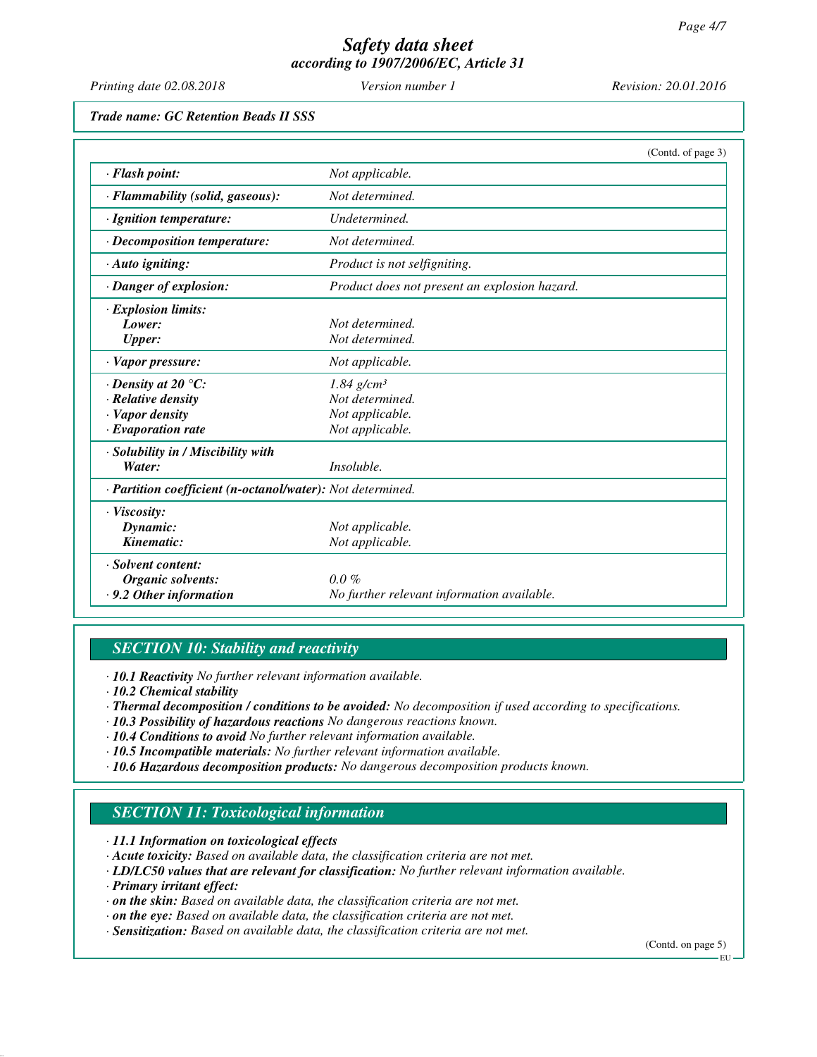(Contd. of page 3)

| | |
|---|---|
| · **Flash point:** | Not applicable. |
| · **Flammability (solid, gaseous):** | Not determined. |
| · **Ignition temperature:** | Undetermined. |
| · **Decomposition temperature:** | Not determined. |
| · **Auto igniting:** | Product is not selfigniting. |
| · **Danger of explosion:** | Product does not present an explosion hazard. |
| · **Explosion limits:** | |
| **Lower:** | Not determined. |
| **Upper:** | Not determined. |
| · **Vapor pressure:** | Not applicable. |
| · **Density at 20 °C:** | 1.84 $g/cm^3$ |
| · **Relative density** | Not determined. |
| · **Vapor density** | Not applicable. |
| · **Evaporation rate** | Not applicable. |
| · **Solubility in / Miscibility with** | |
| **Water:** | Insoluble. |
| · **Partition coefficient (n-octanol/water):** | Not determined. |
| · **Viscosity:** | |
| **Dynamic:** | Not applicable. |
| **Kinematic:** | Not applicable. |
| · **Solvent content:** | |
| **Organic solvents:** | 0.0 % |
| · **9.2 Other information** | No further relevant information available. |

## SECTION 10: Stability and reactivity

· **10.1 Reactivity** No further relevant information available.
· **10.2 Chemical stability**
· **Thermal decomposition / conditions to be avoided:** No decomposition if used according to specifications.
· **10.3 Possibility of hazardous reactions** No dangerous reactions known.
· **10.4 Conditions to avoid** No further relevant information available.
· **10.5 Incompatible materials:** No further relevant information available.
· **10.6 Hazardous decomposition products:** No dangerous decomposition products known.

## SECTION 11: Toxicological information

· **11.1 Information on toxicological effects**
· **Acute toxicity:** Based on available data, the classification criteria are not met.
· **LD/LC50 values that are relevant for classification:** No further relevant information available.
· **Primary irritant effect:**
· **on the skin:** Based on available data, the classification criteria are not met.
· **on the eye:** Based on available data, the classification criteria are not met.
· **Sensitization:** Based on available data, the classification criteria are not met.

(Contd. on page 5)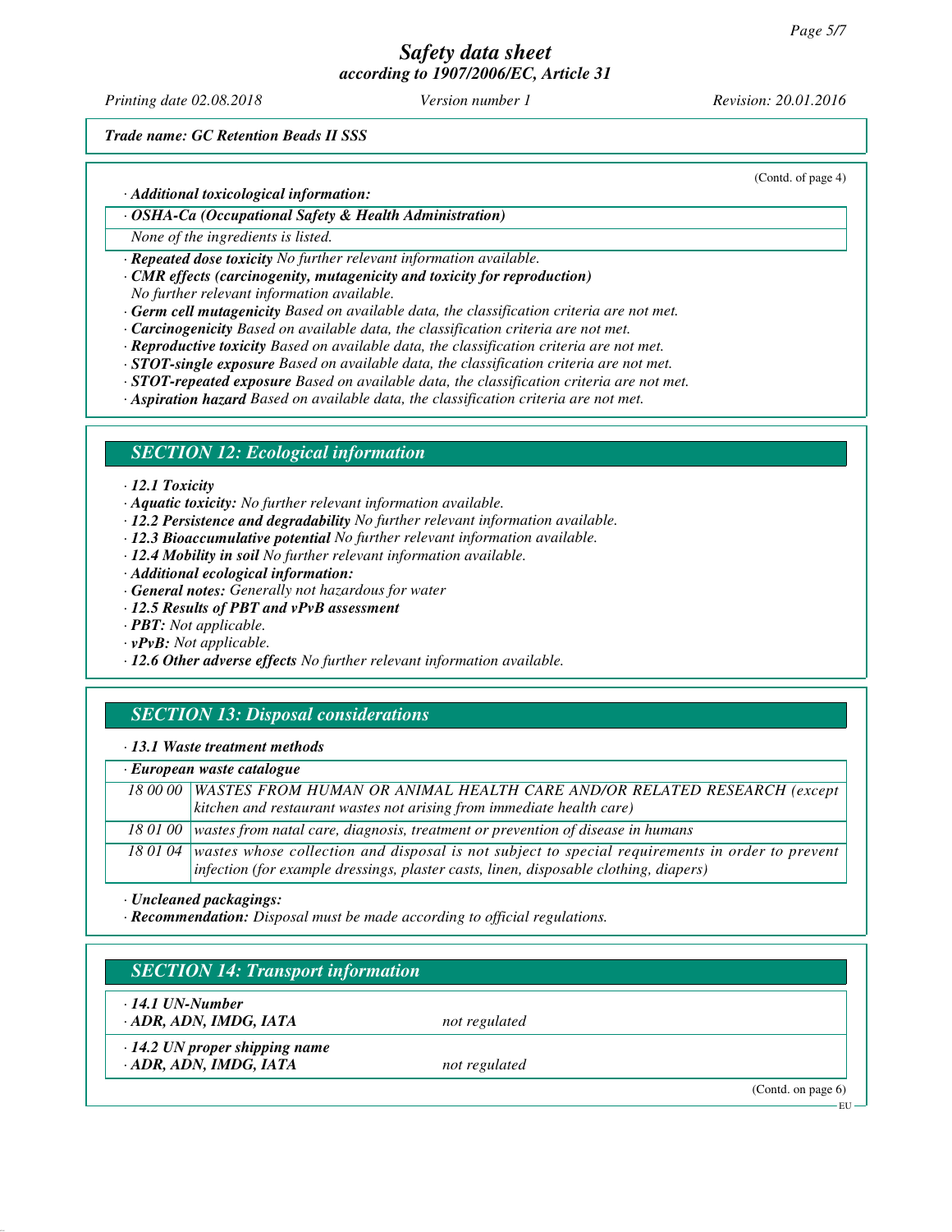*Trade name: GC Retention Beads II SSS*

(Contd. of page 4)

· ***Additional toxicological information:***

| · ***OSHA-Ca (Occupational Safety & Health Administration)*** |
|---|
| *None of the ingredients is listed.* |

· ***Repeated dose toxicity*** *No further relevant information available.*
· ***CMR effects (carcinogenity, mutagenicity and toxicity for reproduction)***
*No further relevant information available.*
· ***Germ cell mutagenicity*** *Based on available data, the classification criteria are not met.*
· ***Carcinogenicity*** *Based on available data, the classification criteria are not met.*
· ***Reproductive toxicity*** *Based on available data, the classification criteria are not met.*
· ***STOT-single exposure*** *Based on available data, the classification criteria are not met.*
· ***STOT-repeated exposure*** *Based on available data, the classification criteria are not met.*
· ***Aspiration hazard*** *Based on available data, the classification criteria are not met.*

## *SECTION 12: Ecological information*

· ***12.1 Toxicity***
· ***Aquatic toxicity:*** *No further relevant information available.*
· ***12.2 Persistence and degradability*** *No further relevant information available.*
· ***12.3 Bioaccumulative potential*** *No further relevant information available.*
· ***12.4 Mobility in soil*** *No further relevant information available.*
· ***Additional ecological information:***
· ***General notes:*** *Generally not hazardous for water*
· ***12.5 Results of PBT and vPvB assessment***
· ***PBT:*** *Not applicable.*
· ***vPvB:*** *Not applicable.*
· ***12.6 Other adverse effects*** *No further relevant information available.*

## *SECTION 13: Disposal considerations*

· ***13.1 Waste treatment methods***

| · ***European waste catalogue*** | |
|---|---|
| *18 00 00* | *WASTES FROM HUMAN OR ANIMAL HEALTH CARE AND/OR RELATED RESEARCH (except kitchen and restaurant wastes not arising from immediate health care)* |
| *18 01 00* | *wastes from natal care, diagnosis, treatment or prevention of disease in humans* |
| *18 01 04* | *wastes whose collection and disposal is not subject to special requirements in order to prevent infection (for example dressings, plaster casts, linen, disposable clothing, diapers)* |

· ***Uncleaned packagings:***
· ***Recommendation:*** *Disposal must be made according to official regulations.*

## *SECTION 14: Transport information*

| | |
|---|---|
| · ***14.1 UN-Number*** <br> · ***ADR, ADN, IMDG, IATA*** | *not regulated* |
| · ***14.2 UN proper shipping name*** <br> · ***ADR, ADN, IMDG, IATA*** | *not regulated* |

(Contd. on page 6)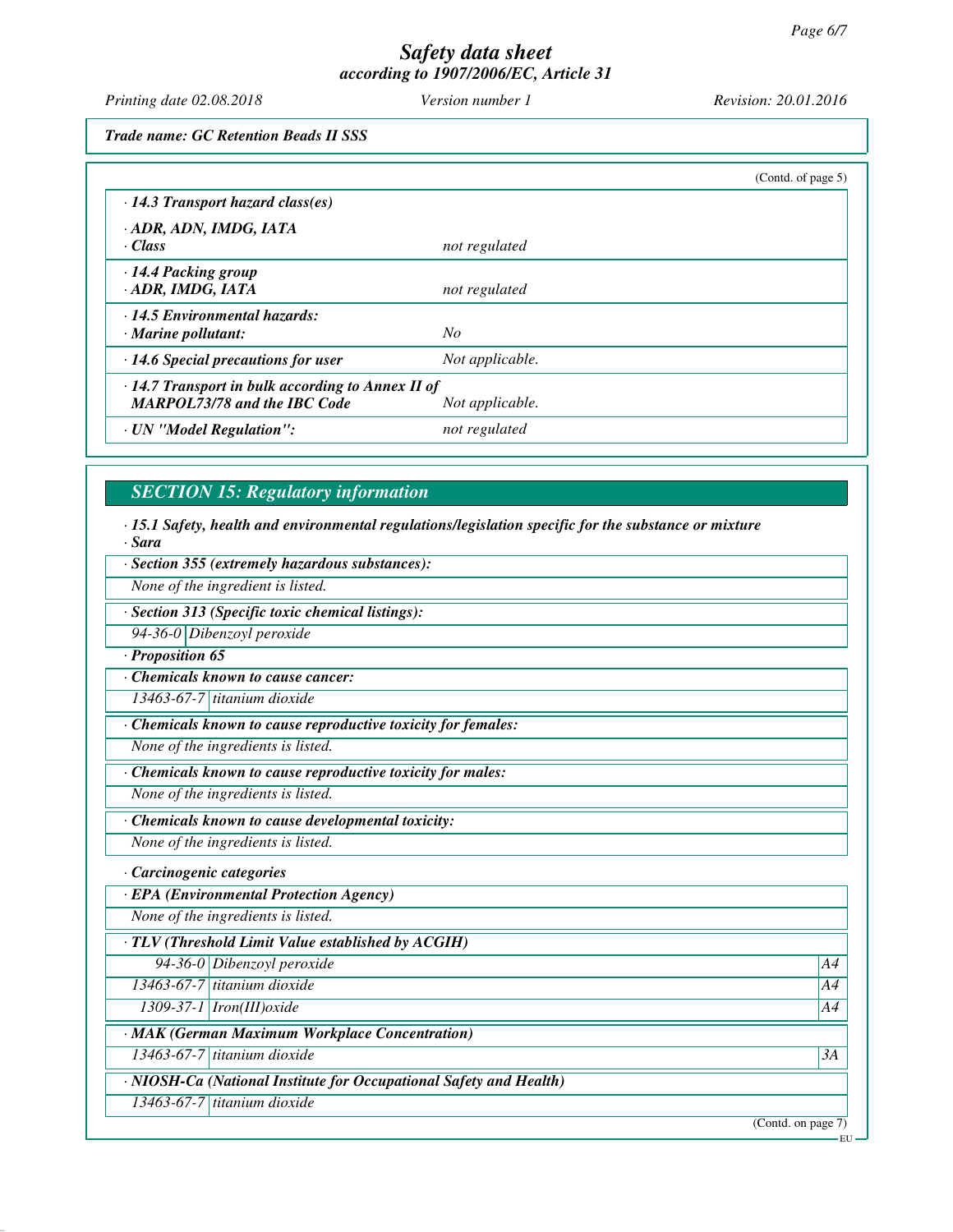*Trade name: GC Retention Beads II SSS*

(Contd. of page 5)

| | |
|---|---|
| **· 14.3 Transport hazard class(es)** | |
| **· ADR, ADN, IMDG, IATA** | |
| **· Class** | *not regulated* |
| **· 14.4 Packing group** | |
| **· ADR, IMDG, IATA** | *not regulated* |
| **· 14.5 Environmental hazards:** | |
| **· Marine pollutant:** | *No* |
| **· 14.6 Special precautions for user** | *Not applicable.* |
| **· 14.7 Transport in bulk according to Annex II of MARPOL73/78 and the IBC Code** | *Not applicable.* |
| **· UN "Model Regulation":** | *not regulated* |

## SECTION 15: Regulatory information

**· 15.1 Safety, health and environmental regulations/legislation specific for the substance or mixture**

**· Sara**

**· Section 355 (extremely hazardous substances):**

*None of the ingredient is listed.*

**· Section 313 (Specific toxic chemical listings):**

| | |
|---|---|
| 94-36-0 | Dibenzoyl peroxide |

**· Proposition 65**

**· Chemicals known to cause cancer:**

| | |
|---|---|
| 13463-67-7 | titanium dioxide |

**· Chemicals known to cause reproductive toxicity for females:**

*None of the ingredients is listed.*

**· Chemicals known to cause reproductive toxicity for males:**

*None of the ingredients is listed.*

**· Chemicals known to cause developmental toxicity:**

*None of the ingredients is listed.*

**· Carcinogenic categories**

**· EPA (Environmental Protection Agency)**

*None of the ingredients is listed.*

**· TLV (Threshold Limit Value established by ACGIH)**

| | | |
|---|---|---|
| 94-36-0 | Dibenzoyl peroxide | A4 |
| 13463-67-7 | titanium dioxide | A4 |
| 1309-37-1 | Iron(III)oxide | A4 |

**· MAK (German Maximum Workplace Concentration)**

| | | |
|---|---|---|
| 13463-67-7 | titanium dioxide | 3A |

**· NIOSH-Ca (National Institute for Occupational Safety and Health)**

| | |
|---|---|
| 13463-67-7 | titanium dioxide |

(Contd. on page 7)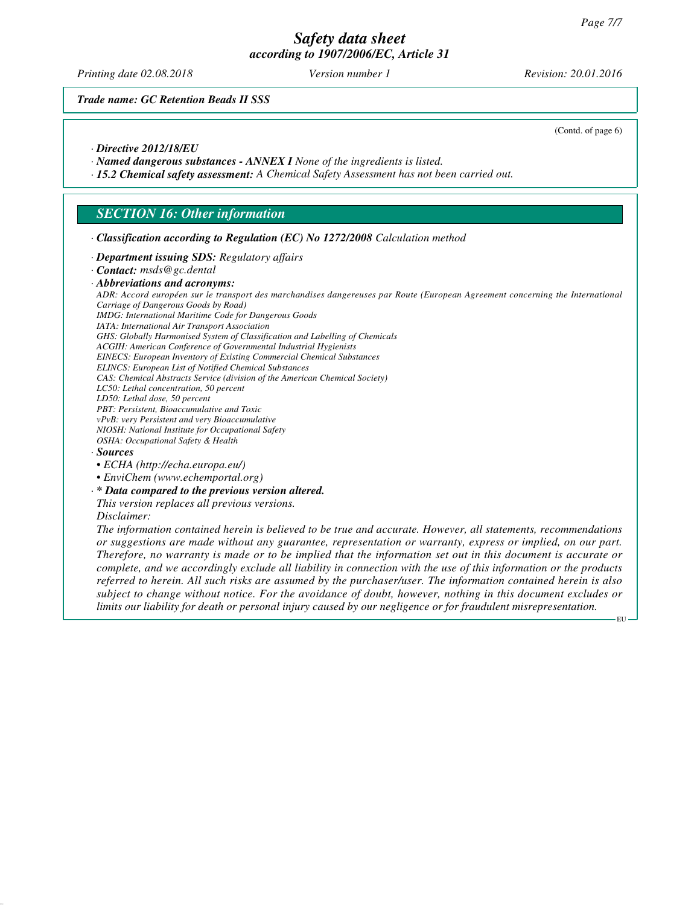*Trade name: GC Retention Beads II SSS*

(Contd. of page 6)

· ***Directive 2012/18/EU***
· ***Named dangerous substances - ANNEX I*** *None of the ingredients is listed.*
· ***15.2 Chemical safety assessment:*** *A Chemical Safety Assessment has not been carried out.*

## *SECTION 16: Other information*

· ***Classification according to Regulation (EC) No 1272/2008*** *Calculation method*

· ***Department issuing SDS:*** *Regulatory affairs*
· ***Contact:*** *msds@gc.dental*
· ***Abbreviations and acronyms:***
*ADR: Accord européen sur le transport des marchandises dangereuses par Route (European Agreement concerning the International Carriage of Dangerous Goods by Road)*
*IMDG: International Maritime Code for Dangerous Goods*
*IATA: International Air Transport Association*
*GHS: Globally Harmonised System of Classification and Labelling of Chemicals*
*ACGIH: American Conference of Governmental Industrial Hygienists*
*EINECS: European Inventory of Existing Commercial Chemical Substances*
*ELINCS: European List of Notified Chemical Substances*
*CAS: Chemical Abstracts Service (division of the American Chemical Society)*
*LC50: Lethal concentration, 50 percent*
*LD50: Lethal dose, 50 percent*
*PBT: Persistent, Bioaccumulative and Toxic*
*vPvB: very Persistent and very Bioaccumulative*
*NIOSH: National Institute for Occupational Safety*
*OSHA: Occupational Safety & Health*
· ***Sources***
- *ECHA (http://echa.europa.eu/)*
- *EnviChem (www.echemportal.org)*

· ***\* Data compared to the previous version altered.***
*This version replaces all previous versions.*
*Disclaimer:*
*The information contained herein is believed to be true and accurate. However, all statements, recommendations or suggestions are made without any guarantee, representation or warranty, express or implied, on our part. Therefore, no warranty is made or to be implied that the information set out in this document is accurate or complete, and we accordingly exclude all liability in connection with the use of this information or the products referred to herein. All such risks are assumed by the purchaser/user. The information contained herein is also subject to change without notice. For the avoidance of doubt, however, nothing in this document excludes or limits our liability for death or personal injury caused by our negligence or for fraudulent misrepresentation.*

EU